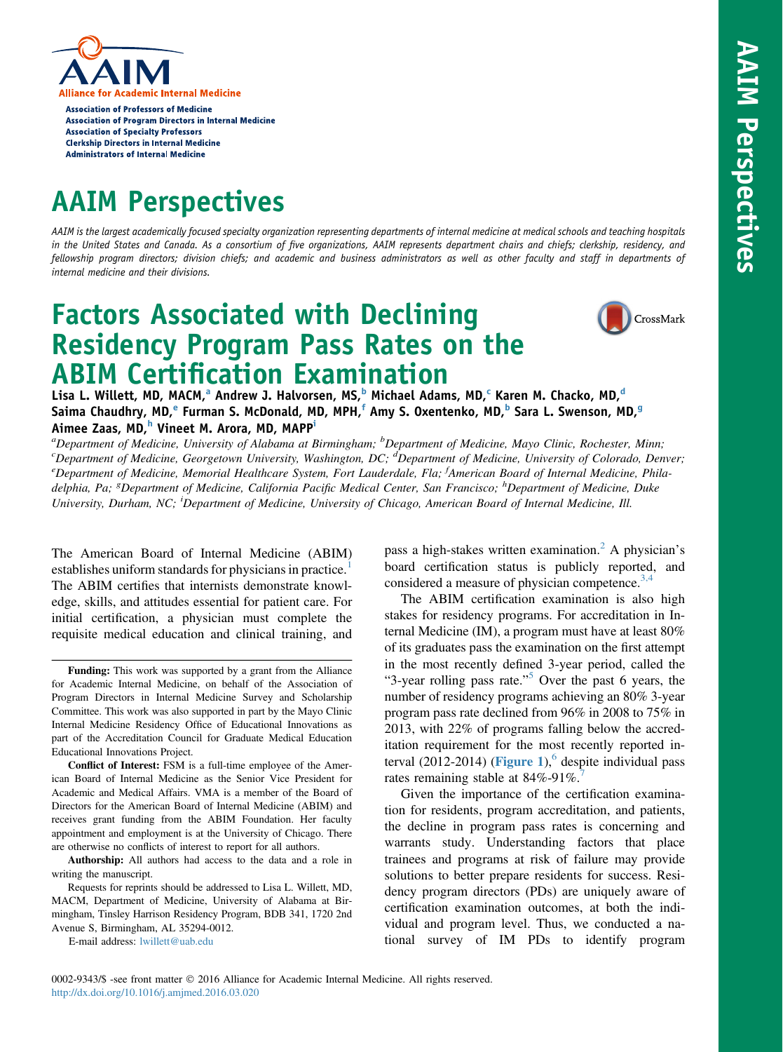AAIM
Alliance for Academic Internal Medicine

Association of Professors of Medicine
Association of Program Directors in Internal Medicine
Association of Specialty Professors
Clerkship Directors in Internal Medicine
Administrators of Internal Medicine

# AAIM Perspectives

*AAIM is the largest academically focused specialty organization representing departments of internal medicine at medical schools and teaching hospitals in the United States and Canada. As a consortium of five organizations, AAIM represents department chairs and chiefs; clerkship, residency, and fellowship program directors; division chiefs; and academic and business administrators as well as other faculty and staff in departments of internal medicine and their divisions.*

# Factors Associated with Declining Residency Program Pass Rates on the ABIM Certification Examination

**Lisa L. Willett, MD, MACM,[a] Andrew J. Halvorsen, MS,[b] Michael Adams, MD,[c] Karen M. Chacko, MD,[d] Saima Chaudhry, MD,[e] Furman S. McDonald, MD, MPH,[f] Amy S. Oxentenko, MD,[b] Sara L. Swenson, MD,[g] Aimee Zaas, MD,[h] Vineet M. Arora, MD, MAPP[i]**

*[a]Department of Medicine, University of Alabama at Birmingham; [b]Department of Medicine, Mayo Clinic, Rochester, Minn; [c]Department of Medicine, Georgetown University, Washington, DC; [d]Department of Medicine, University of Colorado, Denver; [e]Department of Medicine, Memorial Healthcare System, Fort Lauderdale, Fla; [f]American Board of Internal Medicine, Philadelphia, Pa; [g]Department of Medicine, California Pacific Medical Center, San Francisco; [h]Department of Medicine, Duke University, Durham, NC; [i]Department of Medicine, University of Chicago, American Board of Internal Medicine, Ill.*

The American Board of Internal Medicine (ABIM) establishes uniform standards for physicians in practice.[1] The ABIM certifies that internists demonstrate knowledge, skills, and attitudes essential for patient care. For initial certification, a physician must complete the requisite medical education and clinical training, and pass a high-stakes written examination.[2] A physician's board certification status is publicly reported, and considered a measure of physician competence.[3,4]

The ABIM certification examination is also high stakes for residency programs. For accreditation in Internal Medicine (IM), a program must have at least 80% of its graduates pass the examination on the first attempt in the most recently defined 3-year period, called the "3-year rolling pass rate."[5] Over the past 6 years, the number of residency programs achieving an 80% 3-year program pass rate declined from 96% in 2008 to 75% in 2013, with 22% of programs falling below the accreditation requirement for the most recently reported interval (2012-2014) (**Figure 1**),[6] despite individual pass rates remaining stable at 84%-91%.[7]

Given the importance of the certification examination for residents, program accreditation, and patients, the decline in program pass rates is concerning and warrants study. Understanding factors that place trainees and programs at risk of failure may provide solutions to better prepare residents for success. Residency program directors (PDs) are uniquely aware of certification examination outcomes, at both the individual and program level. Thus, we conducted a national survey of IM PDs to identify program

---

**Funding:** This work was supported by a grant from the Alliance for Academic Internal Medicine, on behalf of the Association of Program Directors in Internal Medicine Survey and Scholarship Committee. This work was also supported in part by the Mayo Clinic Internal Medicine Residency Office of Educational Innovations as part of the Accreditation Council for Graduate Medical Education Educational Innovations Project.

**Conflict of Interest:** FSM is a full-time employee of the American Board of Internal Medicine as the Senior Vice President for Academic and Medical Affairs. VMA is a member of the Board of Directors for the American Board of Internal Medicine (ABIM) and receives grant funding from the ABIM Foundation. Her faculty appointment and employment is at the University of Chicago. There are otherwise no conflicts of interest to report for all authors.

**Authorship:** All authors had access to the data and a role in writing the manuscript.

Requests for reprints should be addressed to Lisa L. Willett, MD, MACM, Department of Medicine, University of Alabama at Birmingham, Tinsley Harrison Residency Program, BDB 341, 1720 2nd Avenue S, Birmingham, AL 35294-0012.

E-mail address: lwillett@uab.edu

0002-9343/$ -see front matter © 2016 Alliance for Academic Internal Medicine. All rights reserved.
http://dx.doi.org/10.1016/j.amjmed.2016.03.020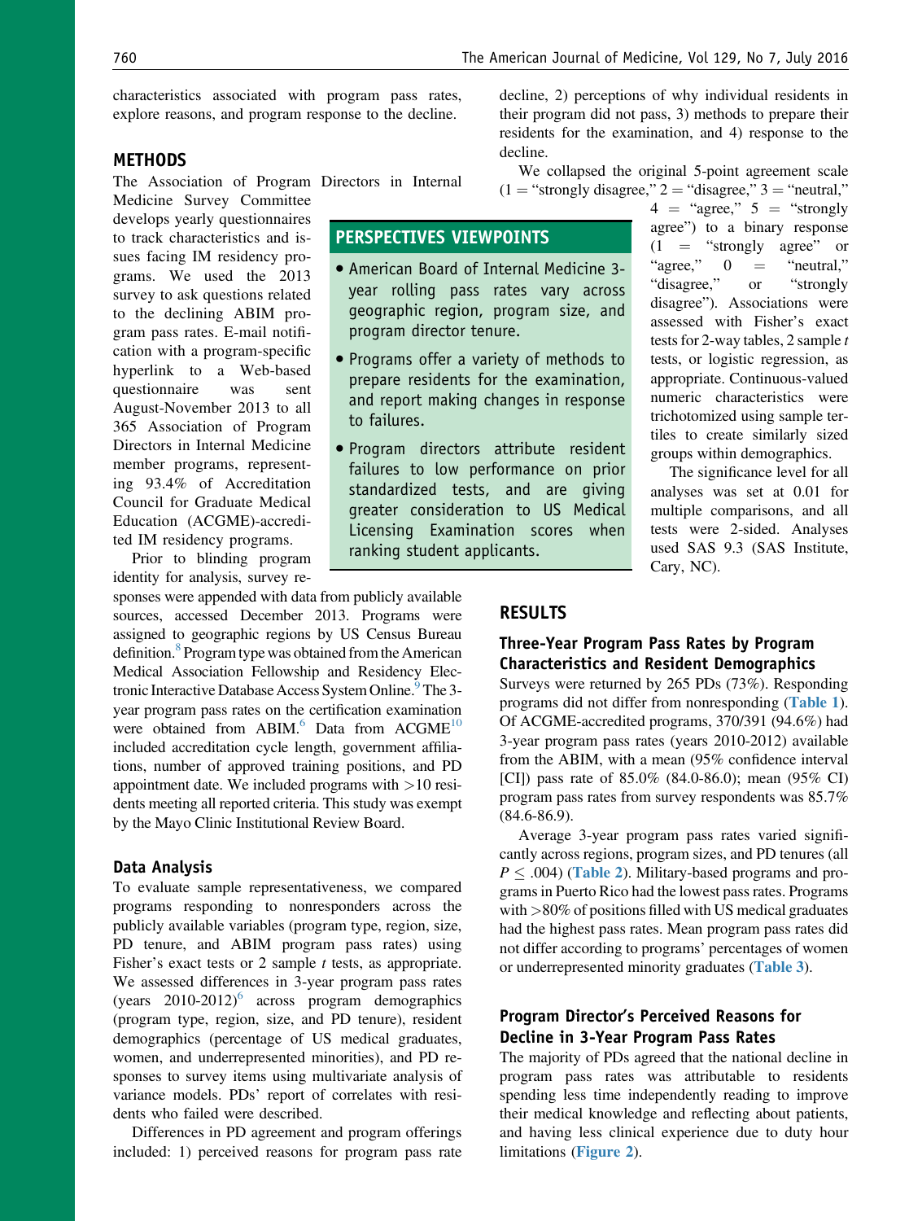characteristics associated with program pass rates, explore reasons, and program response to the decline.

## METHODS

The Association of Program Directors in Internal Medicine Survey Committee develops yearly questionnaires to track characteristics and issues facing IM residency programs. We used the 2013 survey to ask questions related to the declining ABIM program pass rates. E-mail notification with a program-specific hyperlink to a Web-based questionnaire was sent August-November 2013 to all 365 Association of Program Directors in Internal Medicine member programs, representing 93.4% of Accreditation Council for Graduate Medical Education (ACGME)-accredited IM residency programs.

Prior to blinding program identity for analysis, survey responses were appended with data from publicly available sources, accessed December 2013. Programs were assigned to geographic regions by US Census Bureau definition.[8] Program type was obtained from the American Medical Association Fellowship and Residency Electronic Interactive Database Access System Online.[9] The 3-year program pass rates on the certification examination were obtained from ABIM.[6] Data from ACGME[10] included accreditation cycle length, government affiliations, number of approved training positions, and PD appointment date. We included programs with >10 residents meeting all reported criteria. This study was exempt by the Mayo Clinic Institutional Review Board.

> **PERSPECTIVES VIEWPOINTS**
>
> - American Board of Internal Medicine 3-year rolling pass rates vary across geographic region, program size, and program director tenure.
> - Programs offer a variety of methods to prepare residents for the examination, and report making changes in response to failures.
> - Program directors attribute resident failures to low performance on prior standardized tests, and are giving greater consideration to US Medical Licensing Examination scores when ranking student applicants.

### Data Analysis

To evaluate sample representativeness, we compared programs responding to nonresponders across the publicly available variables (program type, region, size, PD tenure, and ABIM program pass rates) using Fisher's exact tests or 2 sample *t* tests, as appropriate. We assessed differences in 3-year program pass rates (years 2010-2012)[6] across program demographics (program type, region, size, and PD tenure), resident demographics (percentage of US medical graduates, women, and underrepresented minorities), and PD responses to survey items using multivariate analysis of variance models. PDs' report of correlates with residents who failed were described.

Differences in PD agreement and program offerings included: 1) perceived reasons for program pass rate decline, 2) perceptions of why individual residents in their program did not pass, 3) methods to prepare their residents for the examination, and 4) response to the decline.

We collapsed the original 5-point agreement scale (1 = "strongly disagree," 2 = "disagree," 3 = "neutral," 4 = "agree," 5 = "strongly agree") to a binary response (1 = "strongly agree" or "agree," 0 = "neutral," "disagree," or "strongly disagree"). Associations were assessed with Fisher's exact tests for 2-way tables, 2 sample *t* tests, or logistic regression, as appropriate. Continuous-valued numeric characteristics were trichotomized using sample tertiles to create similarly sized groups within demographics.

The significance level for all analyses was set at 0.01 for multiple comparisons, and all tests were 2-sided. Analyses used SAS 9.3 (SAS Institute, Cary, NC).

## RESULTS

### Three-Year Program Pass Rates by Program Characteristics and Resident Demographics

Surveys were returned by 265 PDs (73%). Responding programs did not differ from nonresponding (Table 1). Of ACGME-accredited programs, 370/391 (94.6%) had 3-year program pass rates (years 2010-2012) available from the ABIM, with a mean (95% confidence interval [CI]) pass rate of 85.0% (84.0-86.0); mean (95% CI) program pass rates from survey respondents was 85.7% (84.6-86.9).

Average 3-year program pass rates varied significantly across regions, program sizes, and PD tenures (all $P \leq .004$) (Table 2). Military-based programs and programs in Puerto Rico had the lowest pass rates. Programs with >80% of positions filled with US medical graduates had the highest pass rates. Mean program pass rates did not differ according to programs' percentages of women or underrepresented minority graduates (Table 3).

### Program Director's Perceived Reasons for Decline in 3-Year Program Pass Rates

The majority of PDs agreed that the national decline in program pass rates was attributable to residents spending less time independently reading to improve their medical knowledge and reflecting about patients, and having less clinical experience due to duty hour limitations (Figure 2).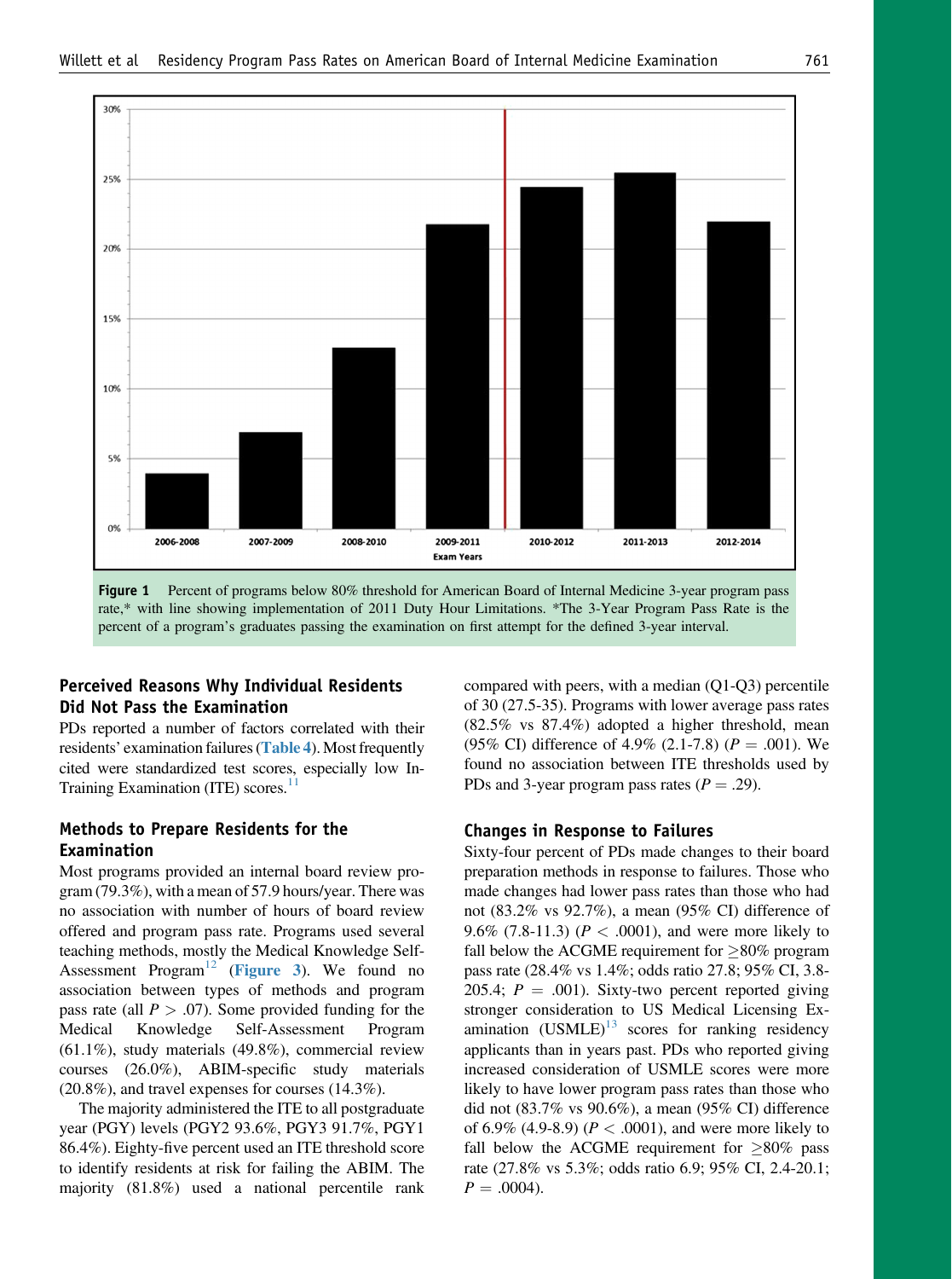**Figure 1** Percent of programs below 80% threshold for American Board of Internal Medicine 3-year program pass rate,* with line showing implementation of 2011 Duty Hour Limitations. *The 3-Year Program Pass Rate is the percent of a program's graduates passing the examination on first attempt for the defined 3-year interval.

### Perceived Reasons Why Individual Residents Did Not Pass the Examination

PDs reported a number of factors correlated with their residents' examination failures (**Table 4**). Most frequently cited were standardized test scores, especially low In-Training Examination (ITE) scores.[11]

### Methods to Prepare Residents for the Examination

Most programs provided an internal board review program (79.3%), with a mean of 57.9 hours/year. There was no association with number of hours of board review offered and program pass rate. Programs used several teaching methods, mostly the Medical Knowledge Self-Assessment Program[12] (**Figure 3**). We found no association between types of methods and program pass rate (all $P > .07$). Some provided funding for the Medical Knowledge Self-Assessment Program (61.1%), study materials (49.8%), commercial review courses (26.0%), ABIM-specific study materials (20.8%), and travel expenses for courses (14.3%).

The majority administered the ITE to all postgraduate year (PGY) levels (PGY2 93.6%, PGY3 91.7%, PGY1 86.4%). Eighty-five percent used an ITE threshold score to identify residents at risk for failing the ABIM. The majority (81.8%) used a national percentile rank compared with peers, with a median (Q1-Q3) percentile of 30 (27.5-35). Programs with lower average pass rates (82.5% vs 87.4%) adopted a higher threshold, mean (95% CI) difference of 4.9% (2.1-7.8) ($P = .001$). We found no association between ITE thresholds used by PDs and 3-year program pass rates ($P = .29$).

### Changes in Response to Failures

Sixty-four percent of PDs made changes to their board preparation methods in response to failures. Those who made changes had lower pass rates than those who had not (83.2% vs 92.7%), a mean (95% CI) difference of 9.6% (7.8-11.3) ($P < .0001$), and were more likely to fall below the ACGME requirement for $\geq$80% program pass rate (28.4% vs 1.4%; odds ratio 27.8; 95% CI, 3.8-205.4; $P = .001$). Sixty-two percent reported giving stronger consideration to US Medical Licensing Examination (USMLE)[13] scores for ranking residency applicants than in years past. PDs who reported giving increased consideration of USMLE scores were more likely to have lower program pass rates than those who did not (83.7% vs 90.6%), a mean (95% CI) difference of 6.9% (4.9-8.9) ($P < .0001$), and were more likely to fall below the ACGME requirement for $\geq$80% pass rate (27.8% vs 5.3%; odds ratio 6.9; 95% CI, 2.4-20.1; $P = .0004$).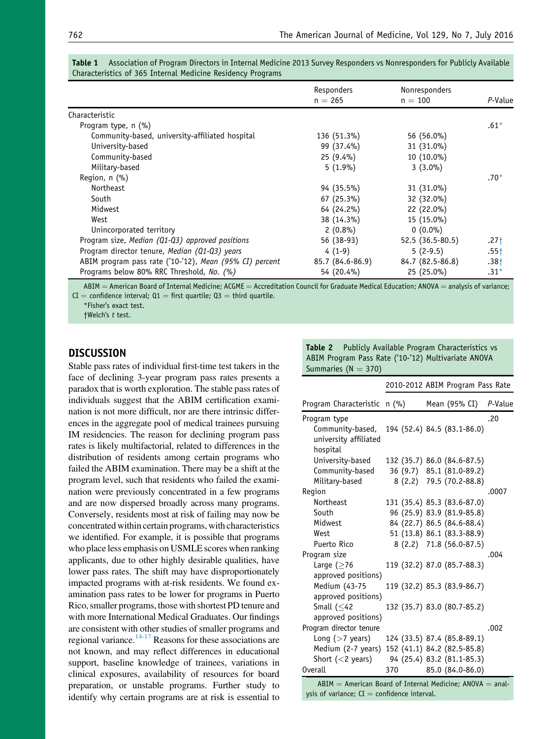**Table 1** Association of Program Directors in Internal Medicine 2013 Survey Responders vs Nonresponders for Publicly Available Characteristics of 365 Internal Medicine Residency Programs

| | Responders n = 265 | Nonresponders n = 100 | *P*-Value |
|---|---|---|---|
| Characteristic | | | |
| Program type, n (%) | | | .61* |
| Community-based, university-affiliated hospital | 136 (51.3%) | 56 (56.0%) | |
| University-based | 99 (37.4%) | 31 (31.0%) | |
| Community-based | 25 (9.4%) | 10 (10.0%) | |
| Military-based | 5 (1.9%) | 3 (3.0%) | |
| Region, n (%) | | | .70* |
| Northeast | 94 (35.5%) | 31 (31.0%) | |
| South | 67 (25.3%) | 32 (32.0%) | |
| Midwest | 64 (24.2%) | 22 (22.0%) | |
| West | 38 (14.3%) | 15 (15.0%) | |
| Unincorporated territory | 2 (0.8%) | 0 (0.0%) | |
| Program size, *Median (Q1-Q3) approved positions* | 56 (38-93) | 52.5 (36.5-80.5) | .27† |
| Program director tenure, *Median (Q1-Q3) years* | 4 (1-9) | 5 (2-9.5) | .55† |
| ABIM program pass rate ('10-'12), *Mean (95% CI) percent* | 85.7 (84.6-86.9) | 84.7 (82.5-86.8) | .38† |
| Programs below 80% RRC Threshold, *No. (%)* | 54 (20.4%) | 25 (25.0%) | .31* |

ABIM = American Board of Internal Medicine; ACGME = Accreditation Council for Graduate Medical Education; ANOVA = analysis of variance; CI = confidence interval; Q1 = first quartile; Q3 = third quartile.

*Fisher's exact test.

†Welch's *t* test.

## DISCUSSION

Stable pass rates of individual first-time test takers in the face of declining 3-year program pass rates presents a paradox that is worth exploration. The stable pass rates of individuals suggest that the ABIM certification examination is not more difficult, nor are there intrinsic differences in the aggregate pool of medical trainees pursuing IM residencies. The reason for declining program pass rates is likely multifactorial, related to differences in the distribution of residents among certain programs who failed the ABIM examination. There may be a shift at the program level, such that residents who failed the examination were previously concentrated in a few programs and are now dispersed broadly across many programs. Conversely, residents most at risk of failing may now be concentrated within certain programs, with characteristics we identified. For example, it is possible that programs who place less emphasis on USMLE scores when ranking applicants, due to other highly desirable qualities, have lower pass rates. The shift may have disproportionately impacted programs with at-risk residents. We found examination pass rates to be lower for programs in Puerto Rico, smaller programs, those with shortest PD tenure and with more International Medical Graduates. Our findings are consistent with other studies of smaller programs and regional variance.[14-17] Reasons for these associations are not known, and may reflect differences in educational support, baseline knowledge of trainees, variations in clinical exposures, availability of resources for board preparation, or unstable programs. Further study to identify why certain programs are at risk is essential to

**Table 2** Publicly Available Program Characteristics vs ABIM Program Pass Rate ('10-'12) Multivariate ANOVA Summaries (N = 370)

| Program Characteristic | n (%) | 2010-2012 ABIM Program Pass Rate Mean (95% CI) | *P*-Value |
|---|---|---|---|
| Program type | | | .20 |
| Community-based, university affiliated hospital | 194 (52.4) | 84.5 (83.1-86.0) | |
| University-based | 132 (35.7) | 86.0 (84.6-87.5) | |
| Community-based | 36 (9.7) | 85.1 (81.0-89.2) | |
| Military-based | 8 (2.2) | 79.5 (70.2-88.8) | |
| Region | | | .0007 |
| Northeast | 131 (35.4) | 85.3 (83.6-87.0) | |
| South | 96 (25.9) | 83.9 (81.9-85.8) | |
| Midwest | 84 (22.7) | 86.5 (84.6-88.4) | |
| West | 51 (13.8) | 86.1 (83.3-88.9) | |
| Puerto Rico | 8 (2.2) | 71.8 (56.0-87.5) | |
| Program size | | | .004 |
| Large (≥76 approved positions) | 119 (32.2) | 87.0 (85.7-88.3) | |
| Medium (43-75 approved positions) | 119 (32.2) | 85.3 (83.9-86.7) | |
| Small (≤42 approved positions) | 132 (35.7) | 83.0 (80.7-85.2) | |
| Program director tenure | | | .002 |
| Long (>7 years) | 124 (33.5) | 87.4 (85.8-89.1) | |
| Medium (2-7 years) | 152 (41.1) | 84.2 (82.5-85.8) | |
| Short (<2 years) | 94 (25.4) | 83.2 (81.1-85.3) | |
| Overall | 370 | 85.0 (84.0-86.0) | |

ABIM = American Board of Internal Medicine; ANOVA = analysis of variance; CI = confidence interval.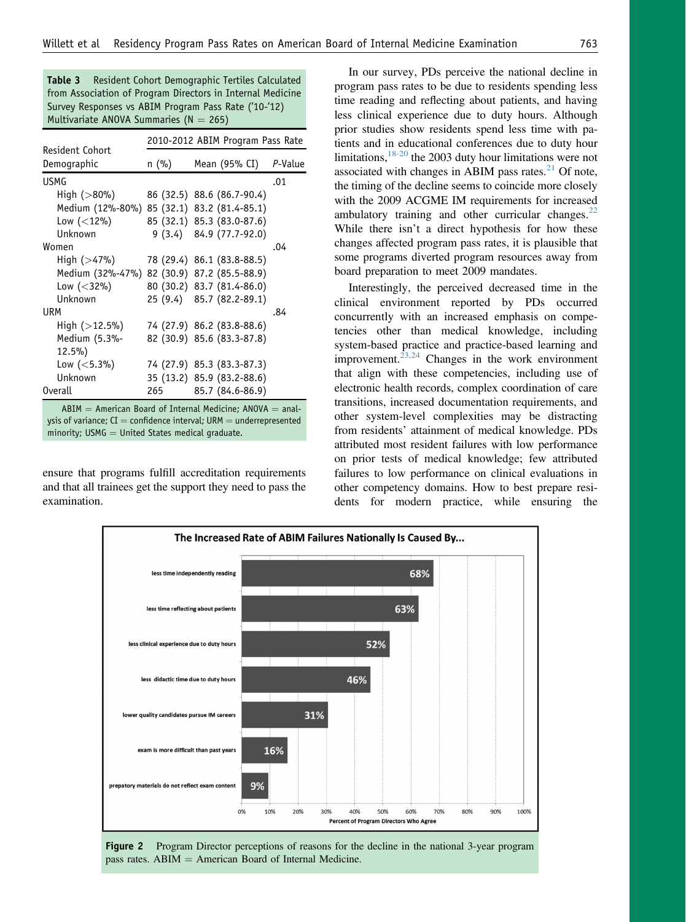**Table 3** Resident Cohort Demographic Tertiles Calculated from Association of Program Directors in Internal Medicine Survey Responses vs ABIM Program Pass Rate ('10-'12) Multivariate ANOVA Summaries (N = 265)

| Resident Cohort Demographic | 2010-2012 ABIM Program Pass Rate | | |
|---|---|---|---|
| | n (%) | Mean (95% CI) | *P*-Value |
| USMG | | | .01 |
| High (>80%) | 86 (32.5) | 88.6 (86.7-90.4) | |
| Medium (12%-80%) | 85 (32.1) | 83.2 (81.4-85.1) | |
| Low (<12%) | 85 (32.1) | 85.3 (83.0-87.6) | |
| Unknown | 9 (3.4) | 84.9 (77.7-92.0) | |
| Women | | | .04 |
| High (>47%) | 78 (29.4) | 86.1 (83.8-88.5) | |
| Medium (32%-47%) | 82 (30.9) | 87.2 (85.5-88.9) | |
| Low (<32%) | 80 (30.2) | 83.7 (81.4-86.0) | |
| Unknown | 25 (9.4) | 85.7 (82.2-89.1) | |
| URM | | | .84 |
| High (>12.5%) | 74 (27.9) | 86.2 (83.8-88.6) | |
| Medium (5.3%-12.5%) | 82 (30.9) | 85.6 (83.3-87.8) | |
| Low (<5.3%) | 74 (27.9) | 85.3 (83.3-87.3) | |
| Unknown | 35 (13.2) | 85.9 (83.2-88.6) | |
| Overall | 265 | 85.7 (84.6-86.9) | |

ABIM = American Board of Internal Medicine; ANOVA = analysis of variance; CI = confidence interval; URM = underrepresented minority; USMG = United States medical graduate.

ensure that programs fulfill accreditation requirements and that all trainees get the support they need to pass the examination.

In our survey, PDs perceive the national decline in program pass rates to be due to residents spending less time reading and reflecting about patients, and having less clinical experience due to duty hours. Although prior studies show residents spend less time with patients and in educational conferences due to duty hour limitations,[18-20] the 2003 duty hour limitations were not associated with changes in ABIM pass rates.[21] Of note, the timing of the decline seems to coincide more closely with the 2009 ACGME IM requirements for increased ambulatory training and other curricular changes.[22] While there isn't a direct hypothesis for how these changes affected program pass rates, it is plausible that some programs diverted program resources away from board preparation to meet 2009 mandates.

Interestingly, the perceived decreased time in the clinical environment reported by PDs occurred concurrently with an increased emphasis on competencies other than medical knowledge, including system-based practice and practice-based learning and improvement.[23,24] Changes in the work environment that align with these competencies, including use of electronic health records, complex coordination of care transitions, increased documentation requirements, and other system-level complexities may be distracting from residents' attainment of medical knowledge. PDs attributed most resident failures with low performance on prior tests of medical knowledge; few attributed failures to low performance on clinical evaluations in other competency domains. How to best prepare residents for modern practice, while ensuring the

**The Increased Rate of ABIM Failures Nationally Is Caused By...**

| Reason | Percent of Program Directors Who Agree |
|---|---|
| less time independently reading | 68% |
| less time reflecting about patients | 63% |
| less clinical experience due to duty hours | 52% |
| less didactic time due to duty hours | 46% |
| lower quality candidates pursue IM careers | 31% |
| exam is more difficult than past years | 16% |
| prepatory materials do not reflect exam content | 9% |

**Figure 2** Program Director perceptions of reasons for the decline in the national 3-year program pass rates. ABIM = American Board of Internal Medicine.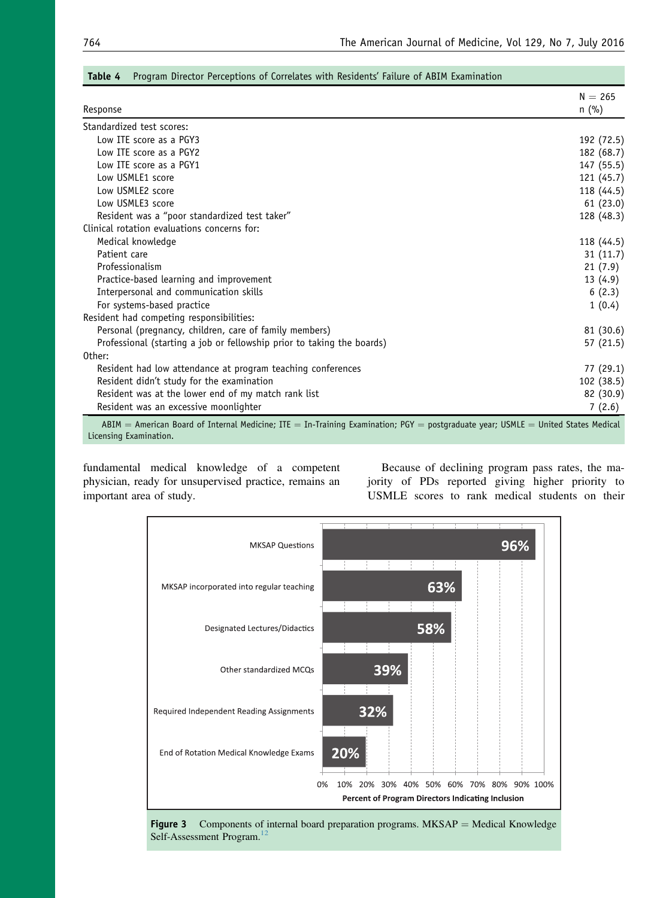**Table 4** Program Director Perceptions of Correlates with Residents' Failure of ABIM Examination

| Response | N = 265 n (%) |
|---|---|
| Standardized test scores: | |
| Low ITE score as a PGY3 | 192 (72.5) |
| Low ITE score as a PGY2 | 182 (68.7) |
| Low ITE score as a PGY1 | 147 (55.5) |
| Low USMLE1 score | 121 (45.7) |
| Low USMLE2 score | 118 (44.5) |
| Low USMLE3 score | 61 (23.0) |
| Resident was a "poor standardized test taker" | 128 (48.3) |
| Clinical rotation evaluations concerns for: | |
| Medical knowledge | 118 (44.5) |
| Patient care | 31 (11.7) |
| Professionalism | 21 (7.9) |
| Practice-based learning and improvement | 13 (4.9) |
| Interpersonal and communication skills | 6 (2.3) |
| For systems-based practice | 1 (0.4) |
| Resident had competing responsibilities: | |
| Personal (pregnancy, children, care of family members) | 81 (30.6) |
| Professional (starting a job or fellowship prior to taking the boards) | 57 (21.5) |
| Other: | |
| Resident had low attendance at program teaching conferences | 77 (29.1) |
| Resident didn't study for the examination | 102 (38.5) |
| Resident was at the lower end of my match rank list | 82 (30.9) |
| Resident was an excessive moonlighter | 7 (2.6) |

ABIM = American Board of Internal Medicine; ITE = In-Training Examination; PGY = postgraduate year; USMLE = United States Medical Licensing Examination.

fundamental medical knowledge of a competent physician, ready for unsupervised practice, remains an important area of study.

Because of declining program pass rates, the majority of PDs reported giving higher priority to USMLE scores to rank medical students on their

| Component | Percent of Program Directors Indicating Inclusion |
|---|---|
| MKSAP Questions | 96% |
| MKSAP incorporated into regular teaching | 63% |
| Designated Lectures/Didactics | 58% |
| Other standardized MCQs | 39% |
| Required Independent Reading Assignments | 32% |
| End of Rotation Medical Knowledge Exams | 20% |

**Figure 3** Components of internal board preparation programs. MKSAP = Medical Knowledge Self-Assessment Program.[12]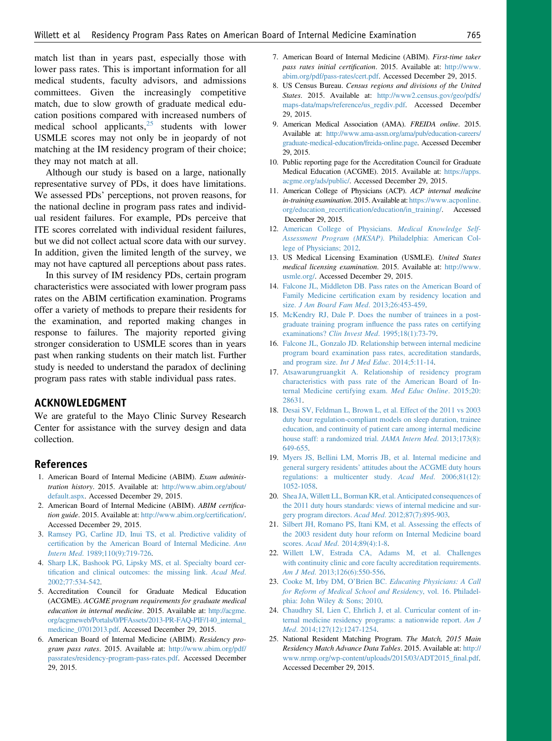match list than in years past, especially those with lower pass rates. This is important information for all medical students, faculty advisors, and admissions committees. Given the increasingly competitive match, due to slow growth of graduate medical education positions compared with increased numbers of medical school applicants,[25] students with lower USMLE scores may not only be in jeopardy of not matching at the IM residency program of their choice; they may not match at all.

Although our study is based on a large, nationally representative survey of PDs, it does have limitations. We assessed PDs' perceptions, not proven reasons, for the national decline in program pass rates and individual resident failures. For example, PDs perceive that ITE scores correlated with individual resident failures, but we did not collect actual score data with our survey. In addition, given the limited length of the survey, we may not have captured all perceptions about pass rates.

In this survey of IM residency PDs, certain program characteristics were associated with lower program pass rates on the ABIM certification examination. Programs offer a variety of methods to prepare their residents for the examination, and reported making changes in response to failures. The majority reported giving stronger consideration to USMLE scores than in years past when ranking students on their match list. Further study is needed to understand the paradox of declining program pass rates with stable individual pass rates.

## ACKNOWLEDGMENT

We are grateful to the Mayo Clinic Survey Research Center for assistance with the survey design and data collection.

## References

1. American Board of Internal Medicine (ABIM). *Exam administration history*. 2015. Available at: http://www.abim.org/about/default.aspx. Accessed December 29, 2015.
2. American Board of Internal Medicine (ABIM). *ABIM certification guide*. 2015. Available at: http://www.abim.org/certification/. Accessed December 29, 2015.
3. Ramsey PG, Carline JD, Inui TS, et al. Predictive validity of certification by the American Board of Internal Medicine. *Ann Intern Med*. 1989;110(9):719-726.
4. Sharp LK, Bashook PG, Lipsky MS, et al. Specialty board certification and clinical outcomes: the missing link. *Acad Med*. 2002;77:534-542.
5. Accreditation Council for Graduate Medical Education (ACGME). *ACGME program requirements for graduate medical education in internal medicine*. 2015. Available at: http://acgme.org/acgmeweb/Portals/0/PFAssets/2013-PR-FAQ-PIF/140_internal_medicine_07012013.pdf. Accessed December 29, 2015.
6. American Board of Internal Medicine (ABIM). *Residency program pass rates*. 2015. Available at: http://www.abim.org/pdf/passrates/residency-program-pass-rates.pdf. Accessed December 29, 2015.
7. American Board of Internal Medicine (ABIM). *First-time taker pass rates initial certification*. 2015. Available at: http://www.abim.org/pdf/pass-rates/cert.pdf. Accessed December 29, 2015.
8. US Census Bureau. *Census regions and divisions of the United States*. 2015. Available at: http://www2.census.gov/geo/pdfs/maps-data/maps/reference/us_regdiv.pdf. Accessed December 29, 2015.
9. American Medical Association (AMA). *FREIDA online*. 2015. Available at: http://www.ama-assn.org/ama/pub/education-careers/graduate-medical-education/freida-online.page. Accessed December 29, 2015.
10. Public reporting page for the Accreditation Council for Graduate Medical Education (ACGME). 2015. Available at: https://apps.acgme.org/ads/public/. Accessed December 29, 2015.
11. American College of Physicians (ACP). *ACP internal medicine in-training examination*. 2015. Available at: https://www.acponline.org/education_recertification/education/in_training/. Accessed December 29, 2015.
12. American College of Physicians. *Medical Knowledge Self-Assessment Program (MKSAP)*. Philadelphia: American College of Physicians; 2012.
13. US Medical Licensing Examination (USMLE). *United States medical licensing examination*. 2015. Available at: http://www.usmle.org/. Accessed December 29, 2015.
14. Falcone JL, Middleton DB. Pass rates on the American Board of Family Medicine certification exam by residency location and size. *J Am Board Fam Med*. 2013;26:453-459.
15. McKendry RJ, Dale P. Does the number of trainees in a postgraduate training program influence the pass rates on certifying examinations? *Clin Invest Med*. 1995;18(1):73-79.
16. Falcone JL, Gonzalo JD. Relationship between internal medicine program board examination pass rates, accreditation standards, and program size. *Int J Med Educ*. 2014;5:11-14.
17. Atsawarungruangkit A. Relationship of residency program characteristics with pass rate of the American Board of Internal Medicine certifying exam. *Med Educ Online*. 2015;20:28631.
18. Desai SV, Feldman L, Brown L, et al. Effect of the 2011 vs 2003 duty hour regulation-compliant models on sleep duration, trainee education, and continuity of patient care among internal medicine house staff: a randomized trial. *JAMA Intern Med*. 2013;173(8):649-655.
19. Myers JS, Bellini LM, Morris JB, et al. Internal medicine and general surgery residents' attitudes about the ACGME duty hours regulations: a multicenter study. *Acad Med*. 2006;81(12):1052-1058.
20. Shea JA, Willett LL, Borman KR, et al. Anticipated consequences of the 2011 duty hours standards: views of internal medicine and surgery program directors. *Acad Med*. 2012;87(7):895-903.
21. Silbert JH, Romano PS, Itani KM, et al. Assessing the effects of the 2003 resident duty hour reform on Internal Medicine board scores. *Acad Med*. 2014;89(4):1-8.
22. Willett LW, Estrada CA, Adams M, et al. Challenges with continuity clinic and core faculty accreditation requirements. *Am J Med*. 2013;126(6):550-556.
23. Cooke M, Irby DM, O'Brien BC. *Educating Physicians: A Call for Reform of Medical School and Residency*, vol. 16. Philadelphia: John Wiley & Sons; 2010.
24. Chaudhry SI, Lien C, Ehrlich J, et al. Curricular content of internal medicine residency programs: a nationwide report. *Am J Med*. 2014;127(12):1247-1254.
25. National Resident Matching Program. *The Match, 2015 Main Residency Match Advance Data Tables*. 2015. Available at: http://www.nrmp.org/wp-content/uploads/2015/03/ADT2015_final.pdf. Accessed December 29, 2015.